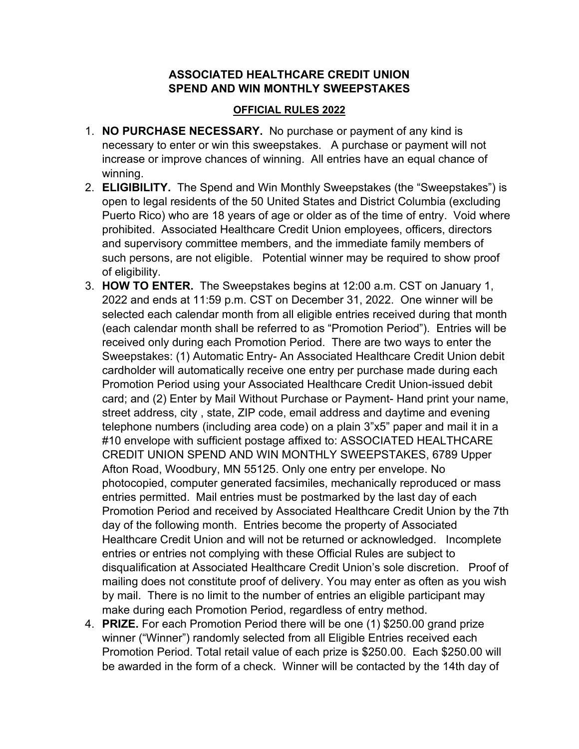**ASSOCIATED HEALTHCARE CREDIT UNION**
**SPEND AND WIN MONTHLY SWEEPSTAKES**

**OFFICIAL RULES 2022**

1. **NO PURCHASE NECESSARY.** No purchase or payment of any kind is necessary to enter or win this sweepstakes. A purchase or payment will not increase or improve chances of winning. All entries have an equal chance of winning.
2. **ELIGIBILITY.** The Spend and Win Monthly Sweepstakes (the "Sweepstakes") is open to legal residents of the 50 United States and District Columbia (excluding Puerto Rico) who are 18 years of age or older as of the time of entry. Void where prohibited. Associated Healthcare Credit Union employees, officers, directors and supervisory committee members, and the immediate family members of such persons, are not eligible. Potential winner may be required to show proof of eligibility.
3. **HOW TO ENTER.** The Sweepstakes begins at 12:00 a.m. CST on January 1, 2022 and ends at 11:59 p.m. CST on December 31, 2022. One winner will be selected each calendar month from all eligible entries received during that month (each calendar month shall be referred to as "Promotion Period"). Entries will be received only during each Promotion Period. There are two ways to enter the Sweepstakes: (1) Automatic Entry- An Associated Healthcare Credit Union debit cardholder will automatically receive one entry per purchase made during each Promotion Period using your Associated Healthcare Credit Union-issued debit card; and (2) Enter by Mail Without Purchase or Payment- Hand print your name, street address, city , state, ZIP code, email address and daytime and evening telephone numbers (including area code) on a plain 3"x5" paper and mail it in a #10 envelope with sufficient postage affixed to: ASSOCIATED HEALTHCARE CREDIT UNION SPEND AND WIN MONTHLY SWEEPSTAKES, 6789 Upper Afton Road, Woodbury, MN 55125. Only one entry per envelope. No photocopied, computer generated facsimiles, mechanically reproduced or mass entries permitted. Mail entries must be postmarked by the last day of each Promotion Period and received by Associated Healthcare Credit Union by the 7th day of the following month. Entries become the property of Associated Healthcare Credit Union and will not be returned or acknowledged. Incomplete entries or entries not complying with these Official Rules are subject to disqualification at Associated Healthcare Credit Union's sole discretion. Proof of mailing does not constitute proof of delivery. You may enter as often as you wish by mail. There is no limit to the number of entries an eligible participant may make during each Promotion Period, regardless of entry method.
4. **PRIZE.** For each Promotion Period there will be one (1) $250.00 grand prize winner ("Winner") randomly selected from all Eligible Entries received each Promotion Period. Total retail value of each prize is $250.00. Each $250.00 will be awarded in the form of a check. Winner will be contacted by the 14th day of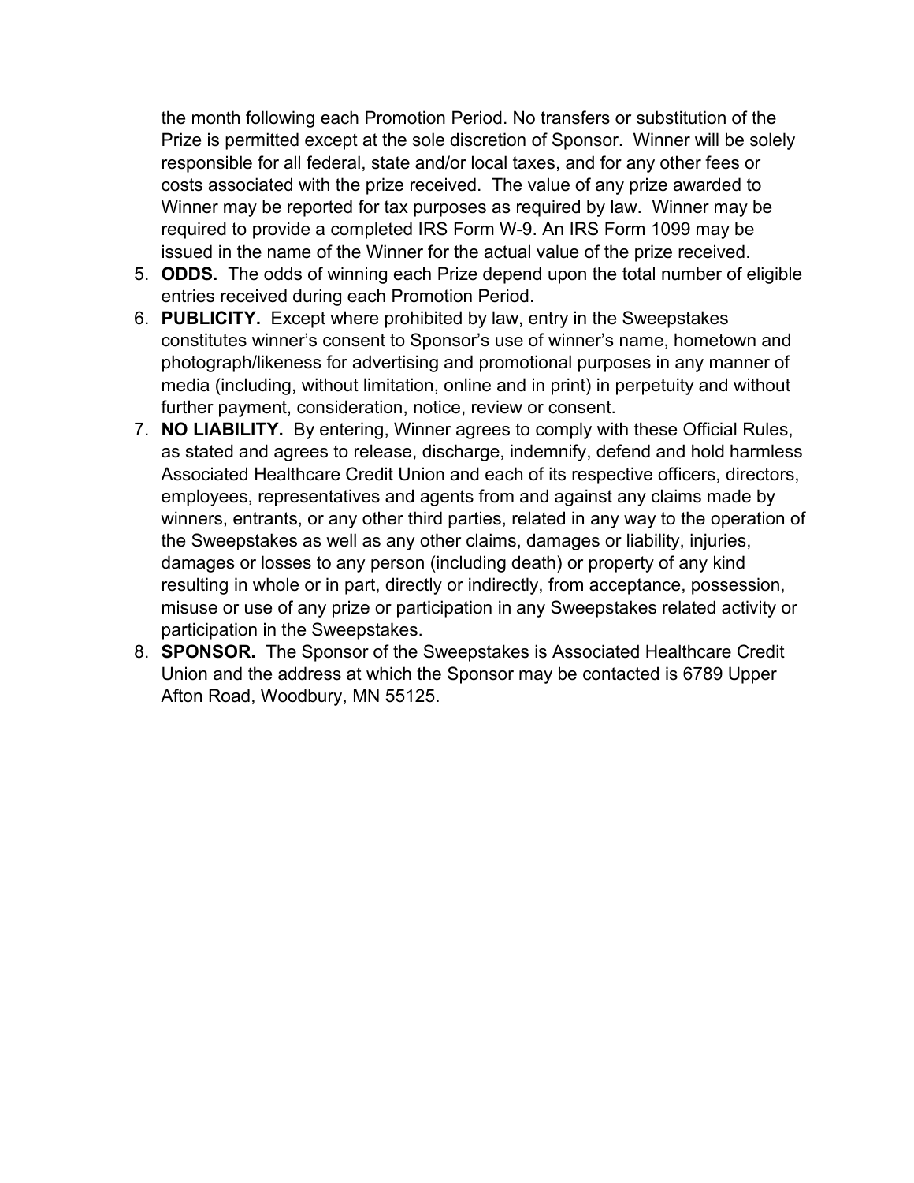the month following each Promotion Period. No transfers or substitution of the Prize is permitted except at the sole discretion of Sponsor. Winner will be solely responsible for all federal, state and/or local taxes, and for any other fees or costs associated with the prize received. The value of any prize awarded to Winner may be reported for tax purposes as required by law. Winner may be required to provide a completed IRS Form W-9. An IRS Form 1099 may be issued in the name of the Winner for the actual value of the prize received.

5. **ODDS.** The odds of winning each Prize depend upon the total number of eligible entries received during each Promotion Period.
6. **PUBLICITY.** Except where prohibited by law, entry in the Sweepstakes constitutes winner's consent to Sponsor's use of winner's name, hometown and photograph/likeness for advertising and promotional purposes in any manner of media (including, without limitation, online and in print) in perpetuity and without further payment, consideration, notice, review or consent.
7. **NO LIABILITY.** By entering, Winner agrees to comply with these Official Rules, as stated and agrees to release, discharge, indemnify, defend and hold harmless Associated Healthcare Credit Union and each of its respective officers, directors, employees, representatives and agents from and against any claims made by winners, entrants, or any other third parties, related in any way to the operation of the Sweepstakes as well as any other claims, damages or liability, injuries, damages or losses to any person (including death) or property of any kind resulting in whole or in part, directly or indirectly, from acceptance, possession, misuse or use of any prize or participation in any Sweepstakes related activity or participation in the Sweepstakes.
8. **SPONSOR.** The Sponsor of the Sweepstakes is Associated Healthcare Credit Union and the address at which the Sponsor may be contacted is 6789 Upper Afton Road, Woodbury, MN 55125.